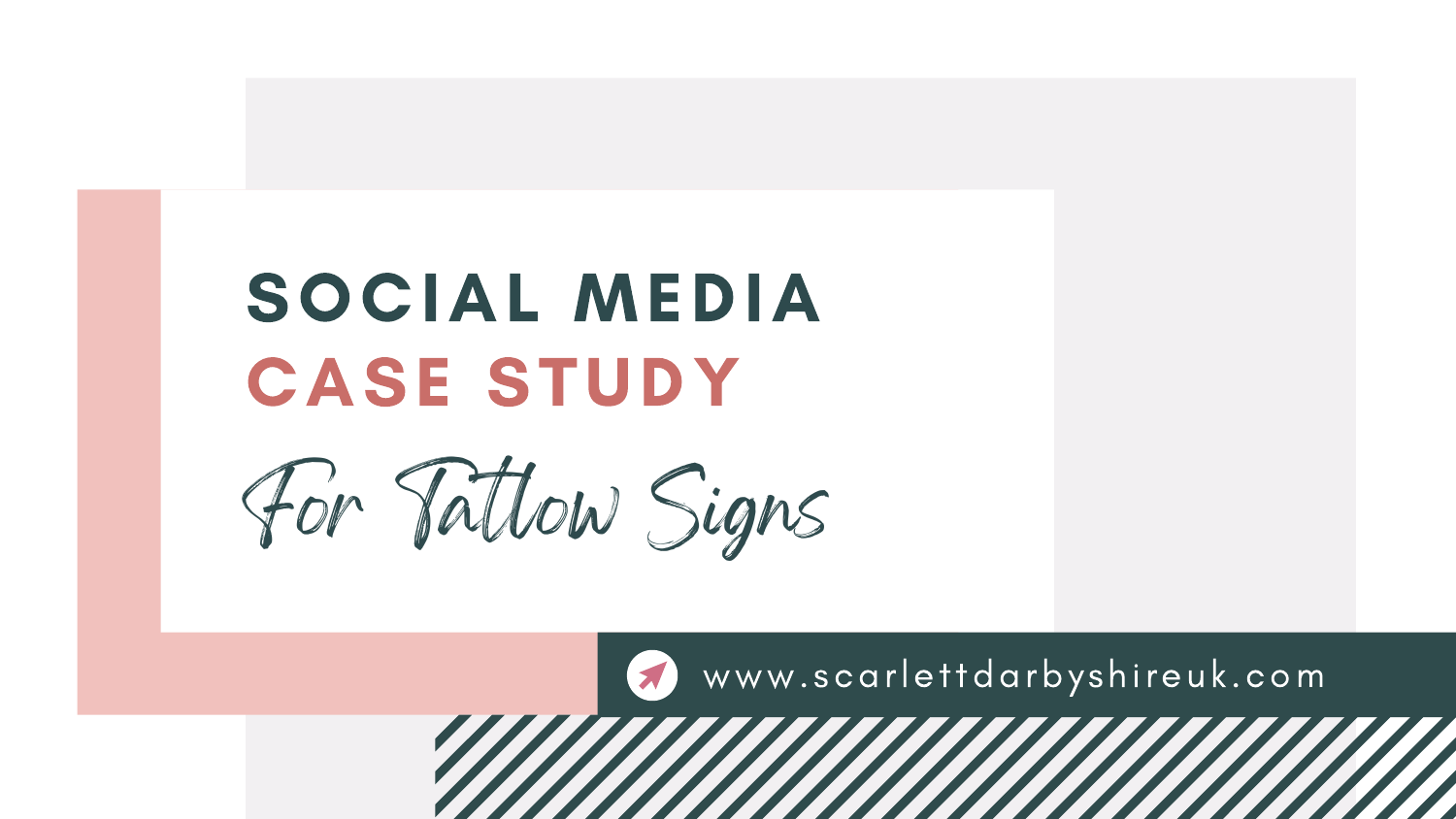# SOCIAL MEDIA CASE STUDY

*For Tattow Signs*

www.scarlettdarbyshireuk.com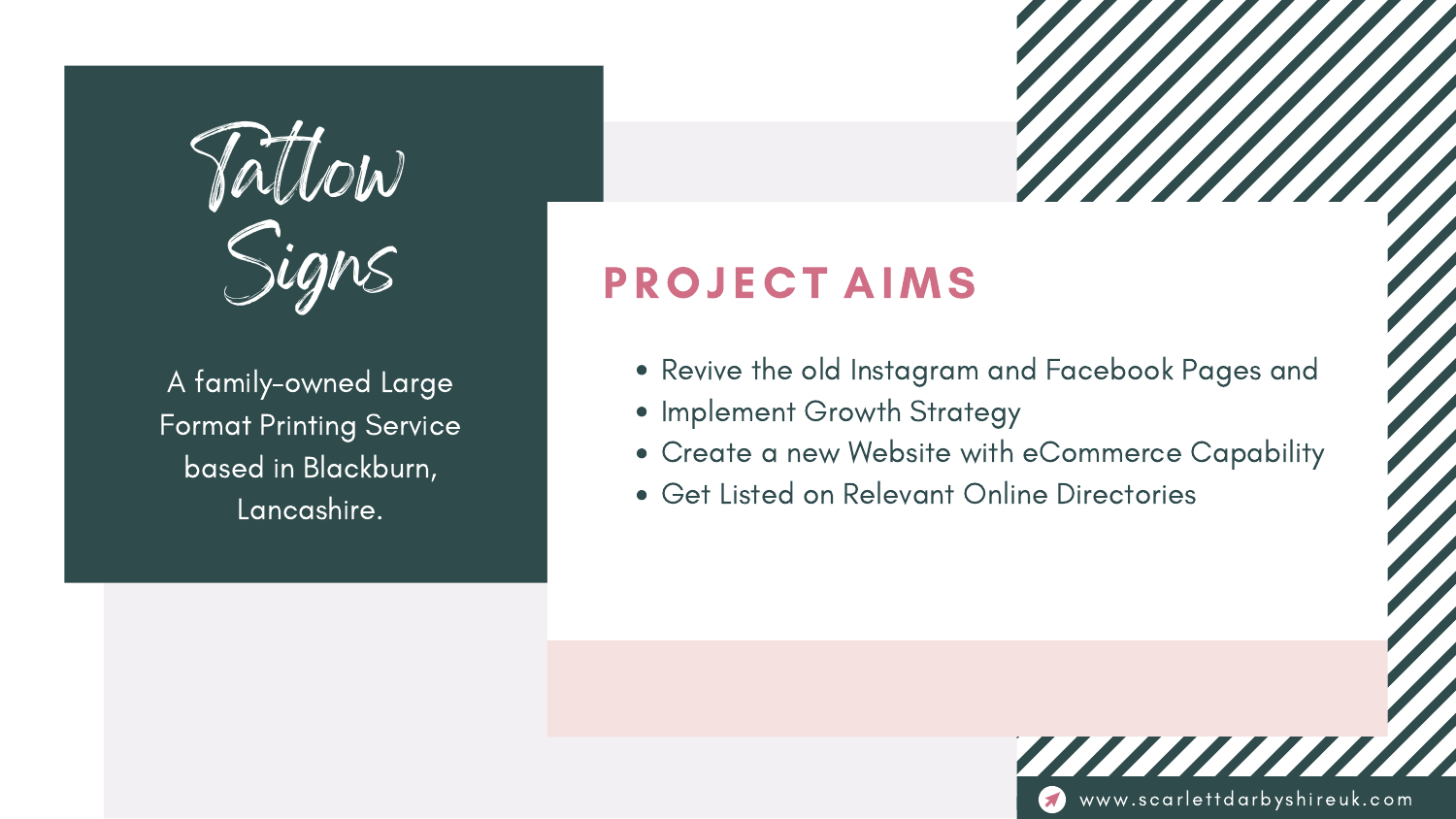# Tattow Signs

A family-owned Large Format Printing Service based in Blackburn, Lancashire.

## PROJECT AIMS

- Revive the old Instagram and Facebook Pages and
- Implement Growth Strategy
- Create a new Website with eCommerce Capability
- Get Listed on Relevant Online Directories

www.scarlettdarbyshireuk.com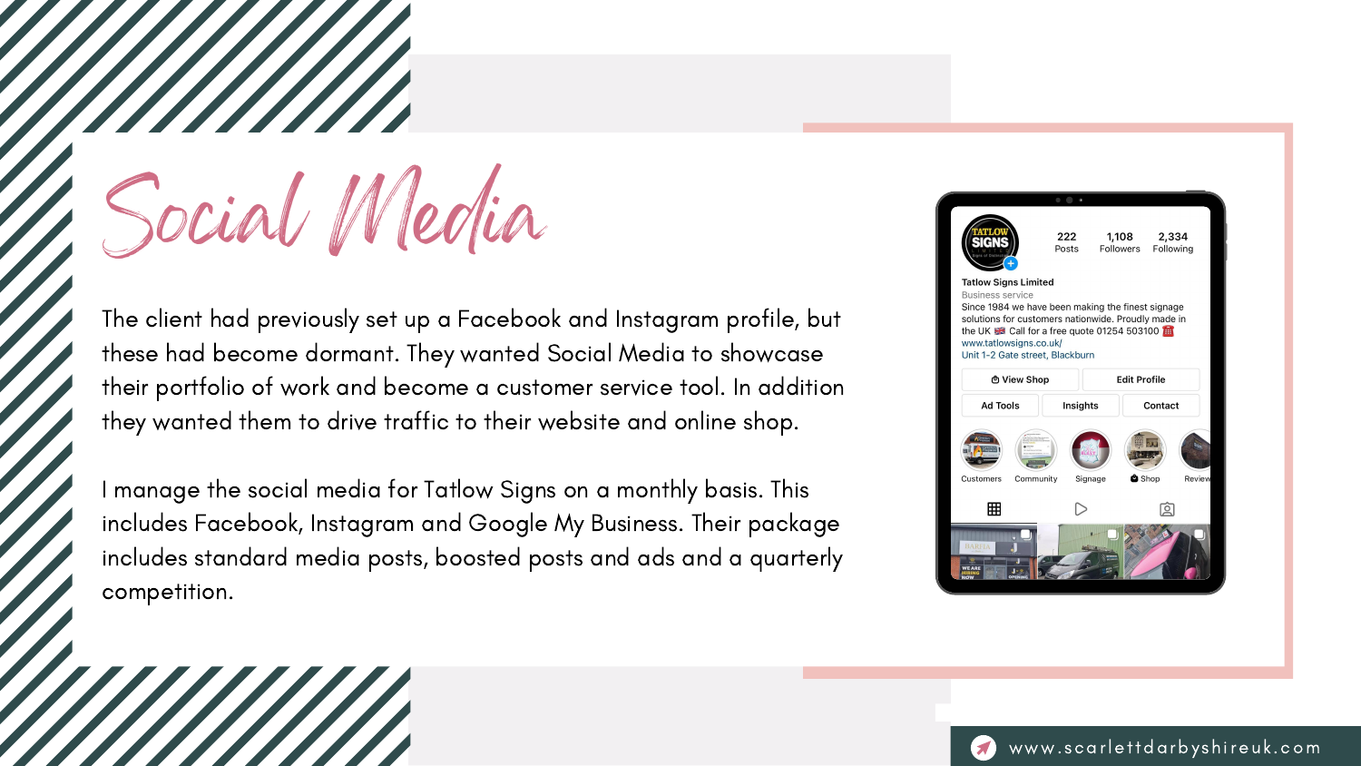# Social Media

The client had previously set up a Facebook and Instagram profile, but these had become dormant. They wanted Social Media to showcase their portfolio of work and become a customer service tool. In addition they wanted them to drive traffic to their website and online shop.

I manage the social media for Tatlow Signs on a monthly basis. This includes Facebook, Instagram and Google My Business. Their package includes standard media posts, boosted posts and ads and a quarterly competition.

www.scarlettdarbyshireuk.com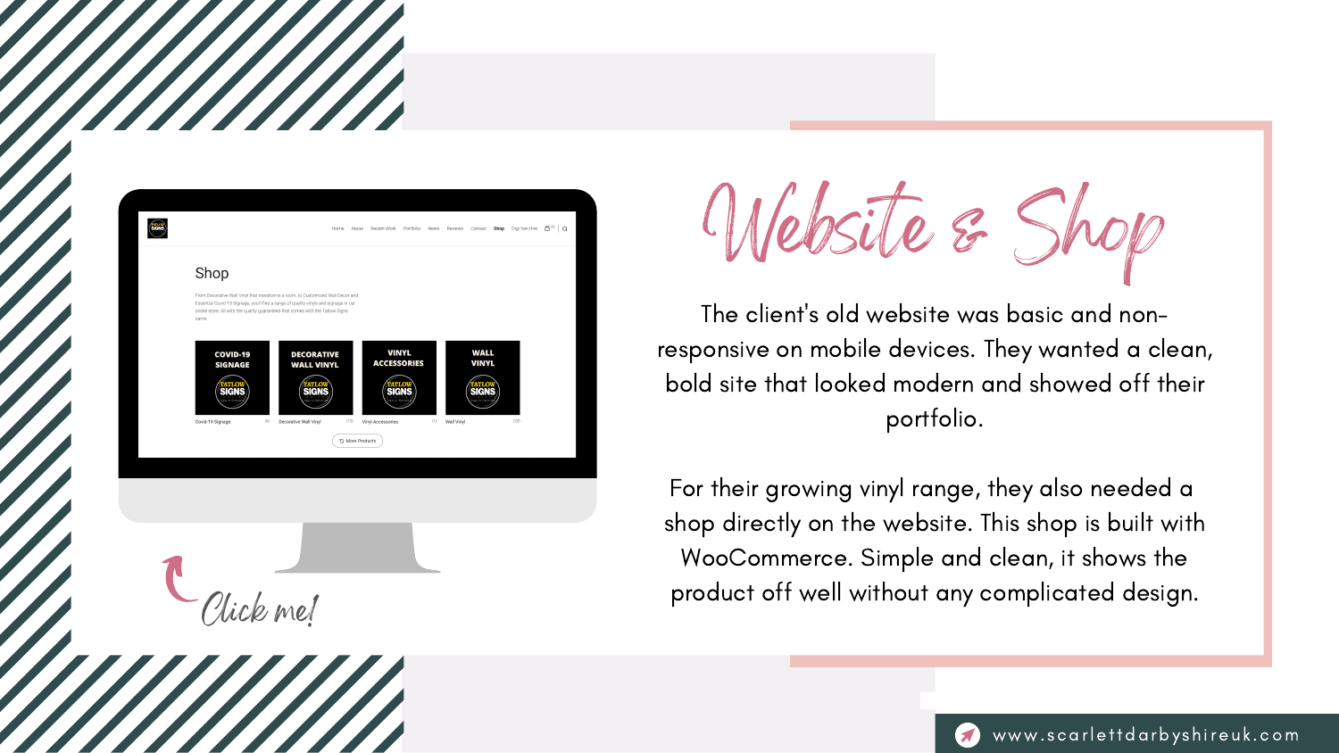# Website & Shop

The client's old website was basic and non-responsive on mobile devices. They wanted a clean, bold site that looked modern and showed off their portfolio.

For their growing vinyl range, they also needed a shop directly on the website. This shop is built with WooCommerce. Simple and clean, it shows the product off well without any complicated design.

Click me!

www.scarlettdarbyshireuk.com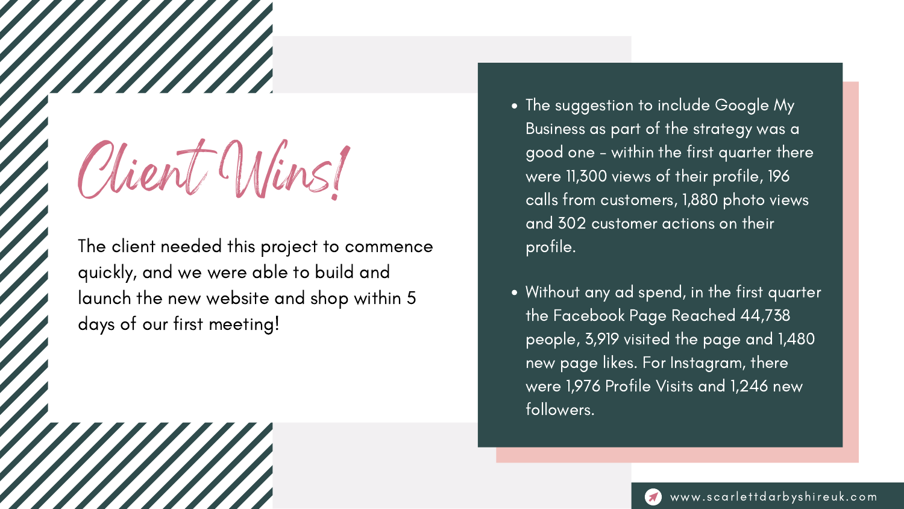# Client Wins!

The client needed this project to commence quickly, and we were able to build and launch the new website and shop within 5 days of our first meeting!

- The suggestion to include Google My Business as part of the strategy was a good one - within the first quarter there were 11,300 views of their profile, 196 calls from customers, 1,880 photo views and 302 customer actions on their profile.
- Without any ad spend, in the first quarter the Facebook Page Reached 44,738 people, 3,919 visited the page and 1,480 new page likes. For Instagram, there were 1,976 Profile Visits and 1,246 new followers.

www.scarlettdarbyshireuk.com